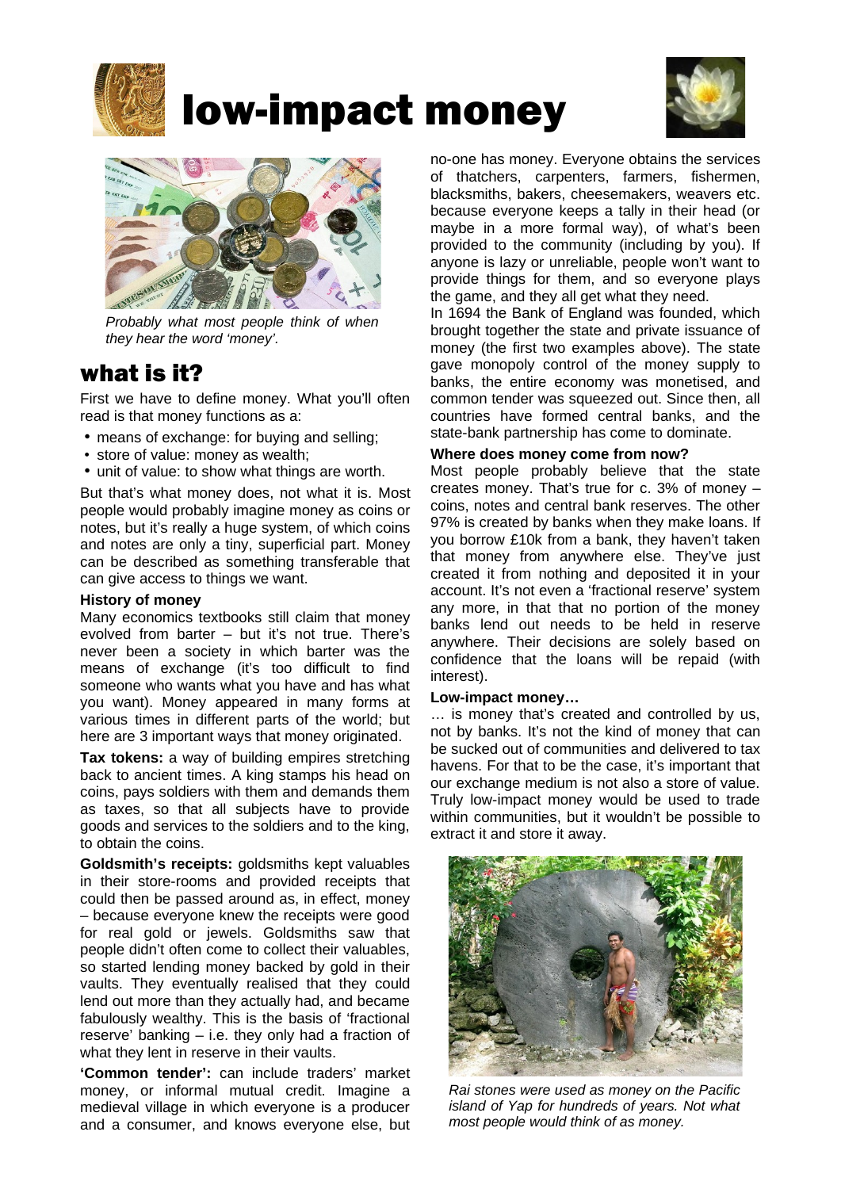# low-impact money

*Probably what most people think of when they hear the word 'money'.*

## what is it?

First we have to define money. What you'll often read is that money functions as a:

- means of exchange: for buying and selling;
- store of value: money as wealth;
- unit of value: to show what things are worth.

But that's what money does, not what it is. Most people would probably imagine money as coins or notes, but it's really a huge system, of which coins and notes are only a tiny, superficial part. Money can be described as something transferable that can give access to things we want.

### History of money

Many economics textbooks still claim that money evolved from barter – but it's not true. There's never been a society in which barter was the means of exchange (it's too difficult to find someone who wants what you have and has what you want). Money appeared in many forms at various times in different parts of the world; but here are 3 important ways that money originated.

**Tax tokens:** a way of building empires stretching back to ancient times. A king stamps his head on coins, pays soldiers with them and demands them as taxes, so that all subjects have to provide goods and services to the soldiers and to the king, to obtain the coins.

**Goldsmith's receipts:** goldsmiths kept valuables in their store-rooms and provided receipts that could then be passed around as, in effect, money – because everyone knew the receipts were good for real gold or jewels. Goldsmiths saw that people didn't often come to collect their valuables, so started lending money backed by gold in their vaults. They eventually realised that they could lend out more than they actually had, and became fabulously wealthy. This is the basis of 'fractional reserve' banking – i.e. they only had a fraction of what they lent in reserve in their vaults.

**'Common tender':** can include traders' market money, or informal mutual credit. Imagine a medieval village in which everyone is a producer and a consumer, and knows everyone else, but no-one has money. Everyone obtains the services of thatchers, carpenters, farmers, fishermen, blacksmiths, bakers, cheesemakers, weavers etc. because everyone keeps a tally in their head (or maybe in a more formal way), of what's been provided to the community (including by you). If anyone is lazy or unreliable, people won't want to provide things for them, and so everyone plays the game, and they all get what they need.

In 1694 the Bank of England was founded, which brought together the state and private issuance of money (the first two examples above). The state gave monopoly control of the money supply to banks, the entire economy was monetised, and common tender was squeezed out. Since then, all countries have formed central banks, and the state-bank partnership has come to dominate.

### Where does money come from now?

Most people probably believe that the state creates money. That's true for c. 3% of money – coins, notes and central bank reserves. The other 97% is created by banks when they make loans. If you borrow £10k from a bank, they haven't taken that money from anywhere else. They've just created it from nothing and deposited it in your account. It's not even a 'fractional reserve' system any more, in that that no portion of the money banks lend out needs to be held in reserve anywhere. Their decisions are solely based on confidence that the loans will be repaid (with interest).

### Low-impact money…

… is money that's created and controlled by us, not by banks. It's not the kind of money that can be sucked out of communities and delivered to tax havens. For that to be the case, it's important that our exchange medium is not also a store of value. Truly low-impact money would be used to trade within communities, but it wouldn't be possible to extract it and store it away.

*Rai stones were used as money on the Pacific island of Yap for hundreds of years. Not what most people would think of as money.*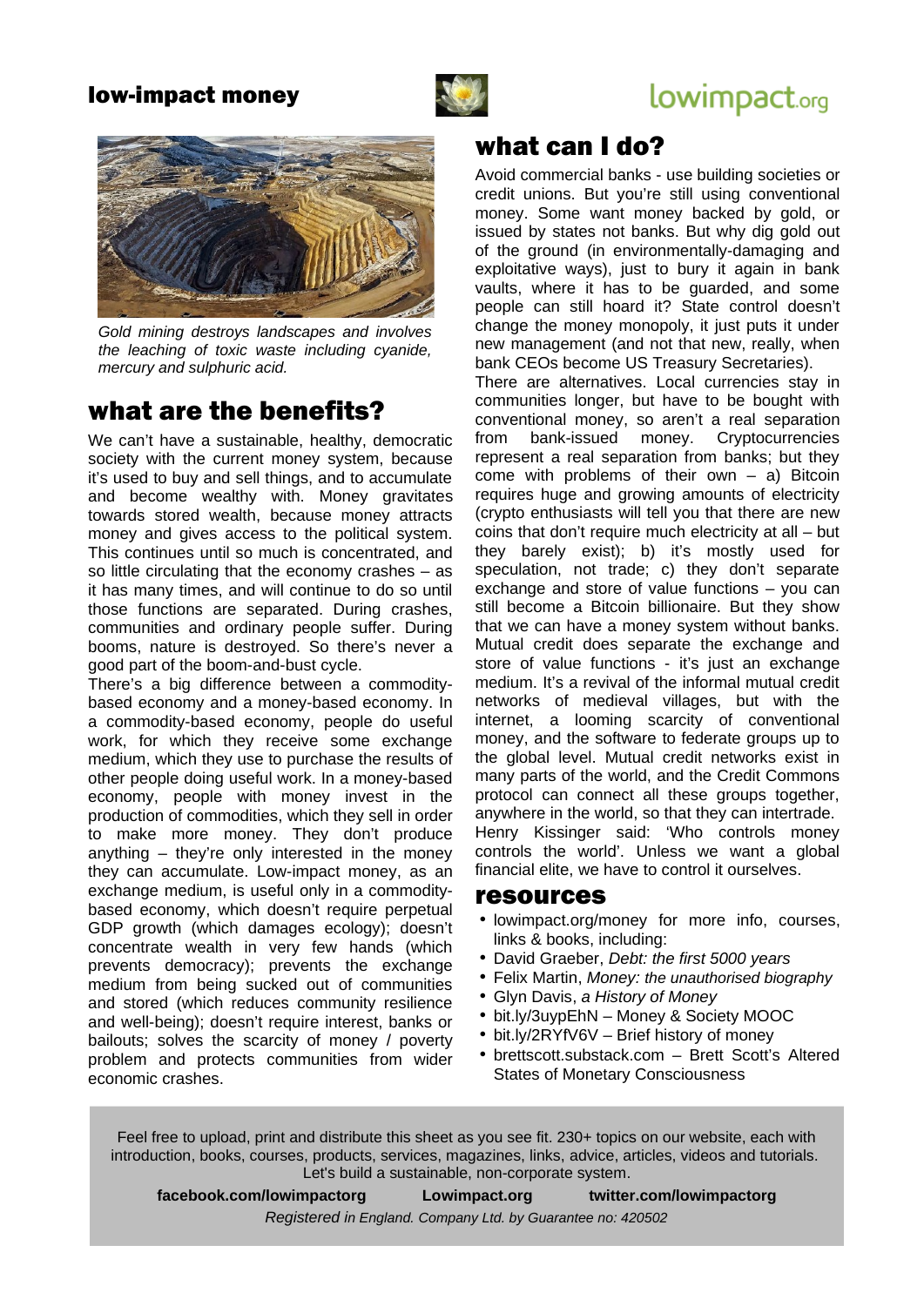# low-impact money

lowimpact.org

*Gold mining destroys landscapes and involves the leaching of toxic waste including cyanide, mercury and sulphuric acid.*

## what are the benefits?

We can't have a sustainable, healthy, democratic society with the current money system, because it's used to buy and sell things, and to accumulate and become wealthy with. Money gravitates towards stored wealth, because money attracts money and gives access to the political system. This continues until so much is concentrated, and so little circulating that the economy crashes – as it has many times, and will continue to do so until those functions are separated. During crashes, communities and ordinary people suffer. During booms, nature is destroyed. So there's never a good part of the boom-and-bust cycle.

There's a big difference between a commodity-based economy and a money-based economy. In a commodity-based economy, people do useful work, for which they receive some exchange medium, which they use to purchase the results of other people doing useful work. In a money-based economy, people with money invest in the production of commodities, which they sell in order to make more money. They don't produce anything – they're only interested in the money they can accumulate. Low-impact money, as an exchange medium, is useful only in a commodity-based economy, which doesn't require perpetual GDP growth (which damages ecology); doesn't concentrate wealth in very few hands (which prevents democracy); prevents the exchange medium from being sucked out of communities and stored (which reduces community resilience and well-being); doesn't require interest, banks or bailouts; solves the scarcity of money / poverty problem and protects communities from wider economic crashes.

## what can I do?

Avoid commercial banks - use building societies or credit unions. But you're still using conventional money. Some want money backed by gold, or issued by states not banks. But why dig gold out of the ground (in environmentally-damaging and exploitative ways), just to bury it again in bank vaults, where it has to be guarded, and some people can still hoard it? State control doesn't change the money monopoly, it just puts it under new management (and not that new, really, when bank CEOs become US Treasury Secretaries).

There are alternatives. Local currencies stay in communities longer, but have to be bought with conventional money, so aren't a real separation from bank-issued money. Cryptocurrencies represent a real separation from banks; but they come with problems of their own – a) Bitcoin requires huge and growing amounts of electricity (crypto enthusiasts will tell you that there are new coins that don't require much electricity at all – but they barely exist); b) it's mostly used for speculation, not trade; c) they don't separate exchange and store of value functions – you can still become a Bitcoin billionaire. But they show that we can have a money system without banks. Mutual credit does separate the exchange and store of value functions - it's just an exchange medium. It's a revival of the informal mutual credit networks of medieval villages, but with the internet, a looming scarcity of conventional money, and the software to federate groups up to the global level. Mutual credit networks exist in many parts of the world, and the Credit Commons protocol can connect all these groups together, anywhere in the world, so that they can intertrade. Henry Kissinger said: 'Who controls money controls the world'. Unless we want a global financial elite, we have to control it ourselves.

## resources

- lowimpact.org/money for more info, courses, links & books, including:
- David Graeber, *Debt: the first 5000 years*
- Felix Martin, *Money: the unauthorised biography*
- Glyn Davis, *a History of Money*
- bit.ly/3uypEhN – Money & Society MOOC
- bit.ly/2RYfV6V – Brief history of money
- brettscott.substack.com – Brett Scott's Altered States of Monetary Consciousness

Feel free to upload, print and distribute this sheet as you see fit. 230+ topics on our website, each with introduction, books, courses, products, services, magazines, links, advice, articles, videos and tutorials. Let's build a sustainable, non-corporate system.

**facebook.com/lowimpactorg** **Lowimpact.org** **twitter.com/lowimpactorg**

*Registered in England. Company Ltd. by Guarantee no: 420502*